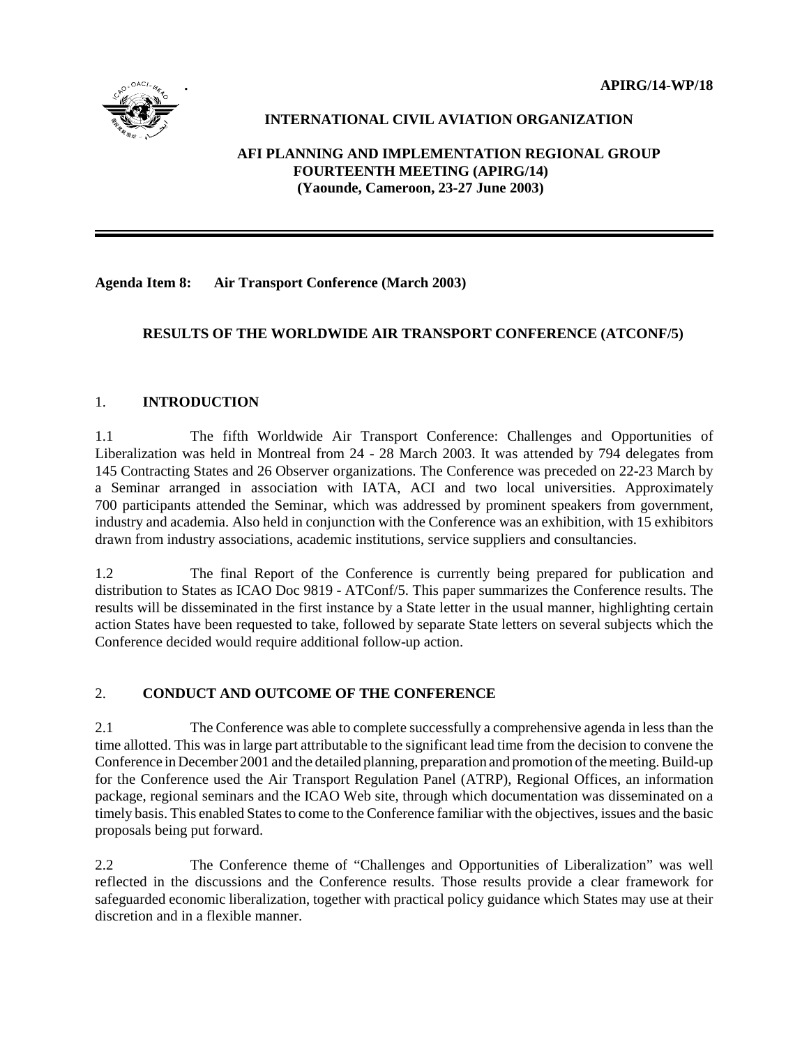APIRG/14-WP/18

**INTERNATIONAL CIVIL AVIATION ORGANIZATION**

**AFI PLANNING AND IMPLEMENTATION REGIONAL GROUP**
**FOURTEENTH MEETING (APIRG/14)**
**(Yaounde, Cameroon, 23-27 June 2003)**

---

**Agenda Item 8: Air Transport Conference (March 2003)**

**RESULTS OF THE WORLDWIDE AIR TRANSPORT CONFERENCE (ATCONF/5)**

## 1. INTRODUCTION

1.1 The fifth Worldwide Air Transport Conference: Challenges and Opportunities of Liberalization was held in Montreal from 24 - 28 March 2003. It was attended by 794 delegates from 145 Contracting States and 26 Observer organizations. The Conference was preceded on 22-23 March by a Seminar arranged in association with IATA, ACI and two local universities. Approximately 700 participants attended the Seminar, which was addressed by prominent speakers from government, industry and academia. Also held in conjunction with the Conference was an exhibition, with 15 exhibitors drawn from industry associations, academic institutions, service suppliers and consultancies.

1.2 The final Report of the Conference is currently being prepared for publication and distribution to States as ICAO Doc 9819 - ATConf/5. This paper summarizes the Conference results. The results will be disseminated in the first instance by a State letter in the usual manner, highlighting certain action States have been requested to take, followed by separate State letters on several subjects which the Conference decided would require additional follow-up action.

## 2. CONDUCT AND OUTCOME OF THE CONFERENCE

2.1 The Conference was able to complete successfully a comprehensive agenda in less than the time allotted. This was in large part attributable to the significant lead time from the decision to convene the Conference in December 2001 and the detailed planning, preparation and promotion of the meeting. Build-up for the Conference used the Air Transport Regulation Panel (ATRP), Regional Offices, an information package, regional seminars and the ICAO Web site, through which documentation was disseminated on a timely basis. This enabled States to come to the Conference familiar with the objectives, issues and the basic proposals being put forward.

2.2 The Conference theme of "Challenges and Opportunities of Liberalization" was well reflected in the discussions and the Conference results. Those results provide a clear framework for safeguarded economic liberalization, together with practical policy guidance which States may use at their discretion and in a flexible manner.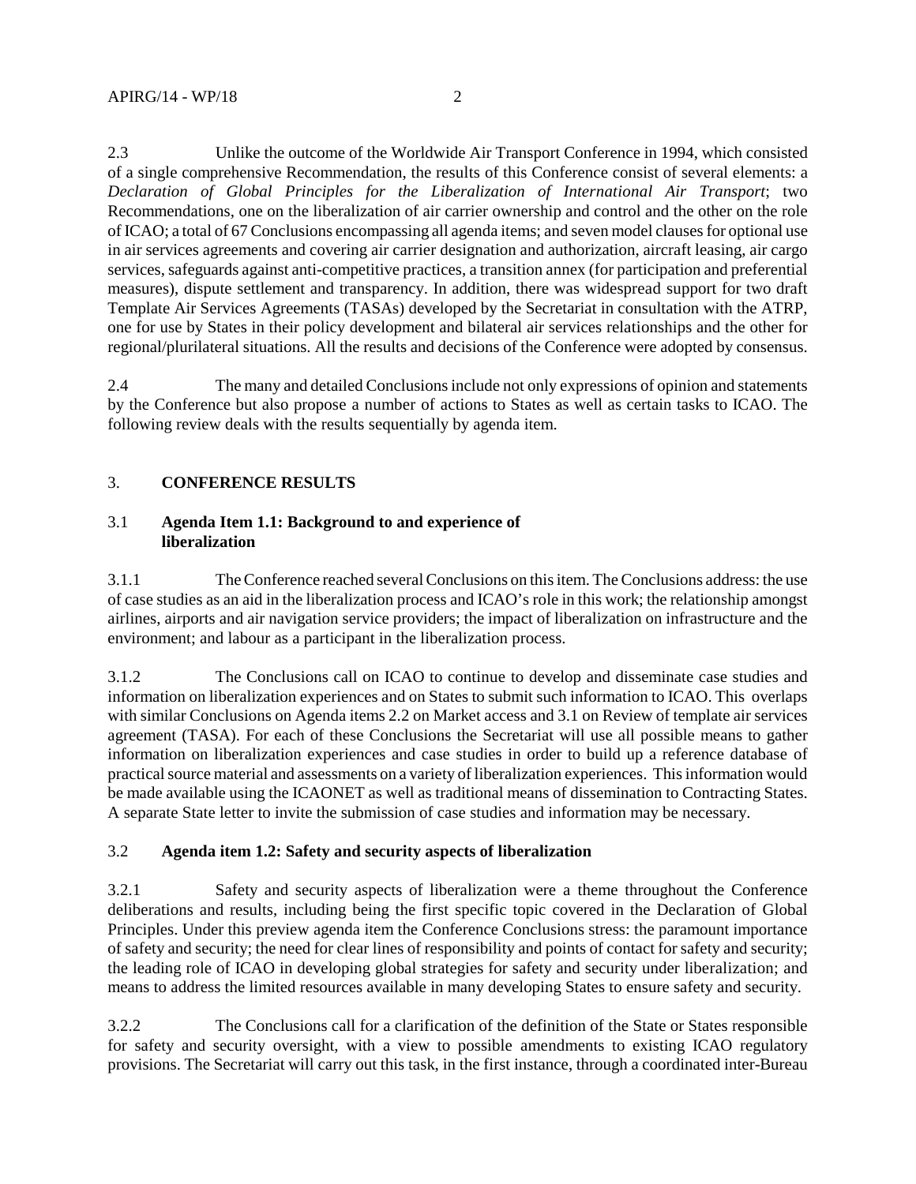2.3 Unlike the outcome of the Worldwide Air Transport Conference in 1994, which consisted of a single comprehensive Recommendation, the results of this Conference consist of several elements: a *Declaration of Global Principles for the Liberalization of International Air Transport*; two Recommendations, one on the liberalization of air carrier ownership and control and the other on the role of ICAO; a total of 67 Conclusions encompassing all agenda items; and seven model clauses for optional use in air services agreements and covering air carrier designation and authorization, aircraft leasing, air cargo services, safeguards against anti-competitive practices, a transition annex (for participation and preferential measures), dispute settlement and transparency. In addition, there was widespread support for two draft Template Air Services Agreements (TASAs) developed by the Secretariat in consultation with the ATRP, one for use by States in their policy development and bilateral air services relationships and the other for regional/plurilateral situations. All the results and decisions of the Conference were adopted by consensus.

2.4 The many and detailed Conclusions include not only expressions of opinion and statements by the Conference but also propose a number of actions to States as well as certain tasks to ICAO. The following review deals with the results sequentially by agenda item.

## 3. CONFERENCE RESULTS

### 3.1 Agenda Item 1.1: Background to and experience of liberalization

3.1.1 The Conference reached several Conclusions on this item. The Conclusions address: the use of case studies as an aid in the liberalization process and ICAO's role in this work; the relationship amongst airlines, airports and air navigation service providers; the impact of liberalization on infrastructure and the environment; and labour as a participant in the liberalization process.

3.1.2 The Conclusions call on ICAO to continue to develop and disseminate case studies and information on liberalization experiences and on States to submit such information to ICAO. This overlaps with similar Conclusions on Agenda items 2.2 on Market access and 3.1 on Review of template air services agreement (TASA). For each of these Conclusions the Secretariat will use all possible means to gather information on liberalization experiences and case studies in order to build up a reference database of practical source material and assessments on a variety of liberalization experiences. This information would be made available using the ICAONET as well as traditional means of dissemination to Contracting States. A separate State letter to invite the submission of case studies and information may be necessary.

### 3.2 Agenda item 1.2: Safety and security aspects of liberalization

3.2.1 Safety and security aspects of liberalization were a theme throughout the Conference deliberations and results, including being the first specific topic covered in the Declaration of Global Principles. Under this preview agenda item the Conference Conclusions stress: the paramount importance of safety and security; the need for clear lines of responsibility and points of contact for safety and security; the leading role of ICAO in developing global strategies for safety and security under liberalization; and means to address the limited resources available in many developing States to ensure safety and security.

3.2.2 The Conclusions call for a clarification of the definition of the State or States responsible for safety and security oversight, with a view to possible amendments to existing ICAO regulatory provisions. The Secretariat will carry out this task, in the first instance, through a coordinated inter-Bureau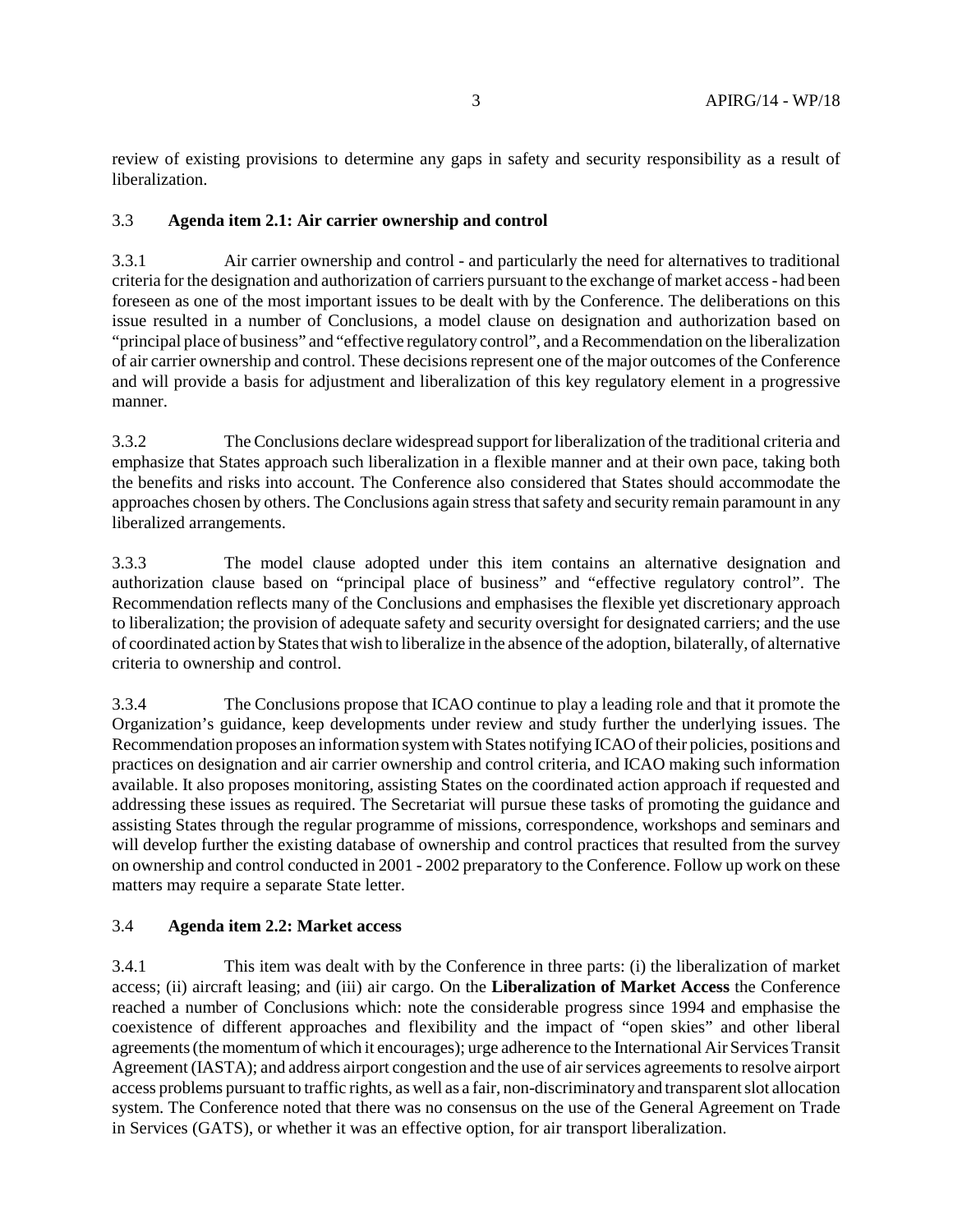review of existing provisions to determine any gaps in safety and security responsibility as a result of liberalization.

3.3 **Agenda item 2.1: Air carrier ownership and control**

3.3.1 Air carrier ownership and control - and particularly the need for alternatives to traditional criteria for the designation and authorization of carriers pursuant to the exchange of market access - had been foreseen as one of the most important issues to be dealt with by the Conference. The deliberations on this issue resulted in a number of Conclusions, a model clause on designation and authorization based on "principal place of business" and "effective regulatory control", and a Recommendation on the liberalization of air carrier ownership and control. These decisions represent one of the major outcomes of the Conference and will provide a basis for adjustment and liberalization of this key regulatory element in a progressive manner.

3.3.2 The Conclusions declare widespread support for liberalization of the traditional criteria and emphasize that States approach such liberalization in a flexible manner and at their own pace, taking both the benefits and risks into account. The Conference also considered that States should accommodate the approaches chosen by others. The Conclusions again stress that safety and security remain paramount in any liberalized arrangements.

3.3.3 The model clause adopted under this item contains an alternative designation and authorization clause based on "principal place of business" and "effective regulatory control". The Recommendation reflects many of the Conclusions and emphasises the flexible yet discretionary approach to liberalization; the provision of adequate safety and security oversight for designated carriers; and the use of coordinated action by States that wish to liberalize in the absence of the adoption, bilaterally, of alternative criteria to ownership and control.

3.3.4 The Conclusions propose that ICAO continue to play a leading role and that it promote the Organization's guidance, keep developments under review and study further the underlying issues. The Recommendation proposes an information system with States notifying ICAO of their policies, positions and practices on designation and air carrier ownership and control criteria, and ICAO making such information available. It also proposes monitoring, assisting States on the coordinated action approach if requested and addressing these issues as required. The Secretariat will pursue these tasks of promoting the guidance and assisting States through the regular programme of missions, correspondence, workshops and seminars and will develop further the existing database of ownership and control practices that resulted from the survey on ownership and control conducted in 2001 - 2002 preparatory to the Conference. Follow up work on these matters may require a separate State letter.

3.4 **Agenda item 2.2: Market access**

3.4.1 This item was dealt with by the Conference in three parts: (i) the liberalization of market access; (ii) aircraft leasing; and (iii) air cargo. On the **Liberalization of Market Access** the Conference reached a number of Conclusions which: note the considerable progress since 1994 and emphasise the coexistence of different approaches and flexibility and the impact of "open skies" and other liberal agreements (the momentum of which it encourages); urge adherence to the International Air Services Transit Agreement (IASTA); and address airport congestion and the use of air services agreements to resolve airport access problems pursuant to traffic rights, as well as a fair, non-discriminatory and transparent slot allocation system. The Conference noted that there was no consensus on the use of the General Agreement on Trade in Services (GATS), or whether it was an effective option, for air transport liberalization.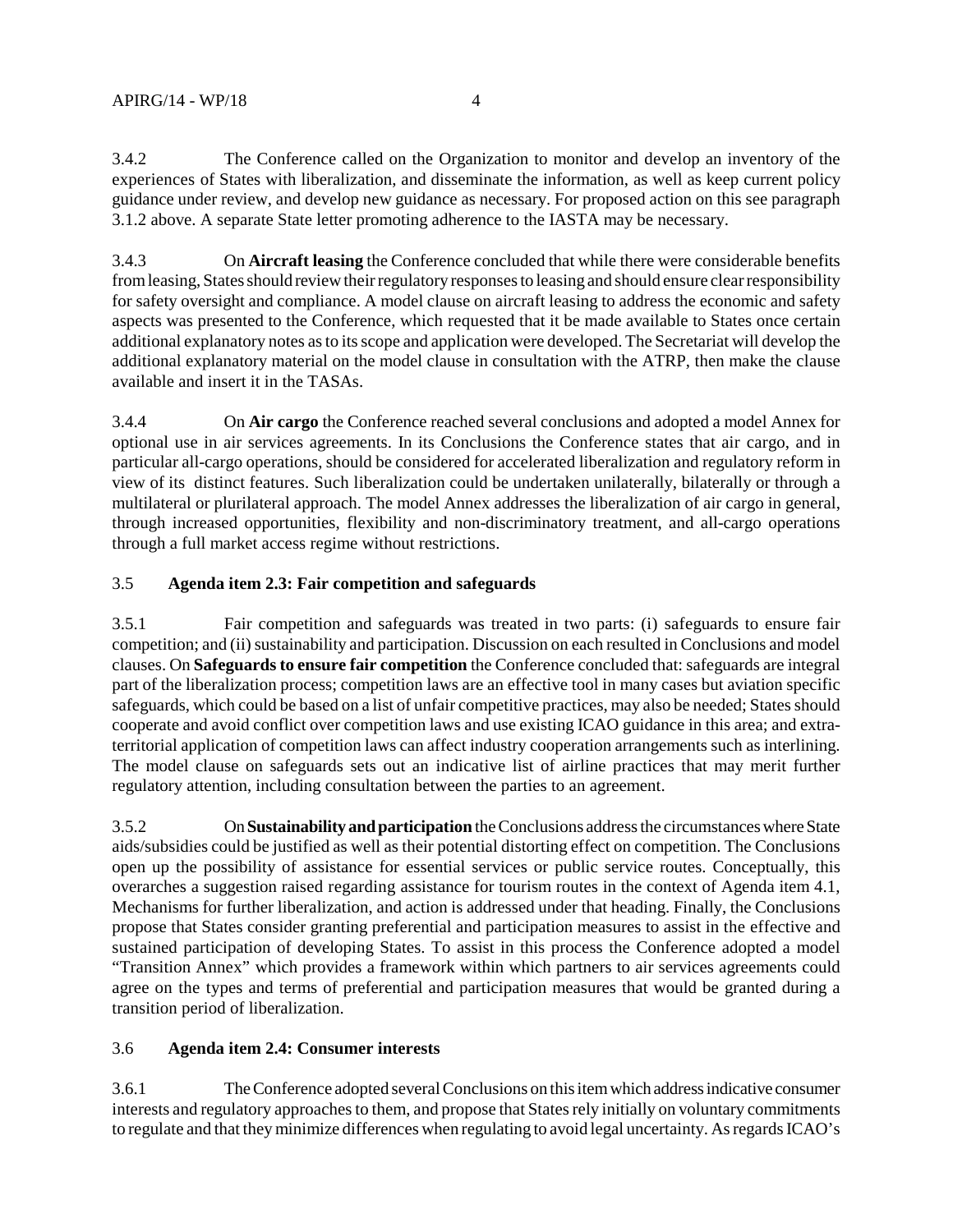3.4.2 The Conference called on the Organization to monitor and develop an inventory of the experiences of States with liberalization, and disseminate the information, as well as keep current policy guidance under review, and develop new guidance as necessary. For proposed action on this see paragraph 3.1.2 above. A separate State letter promoting adherence to the IASTA may be necessary.

3.4.3 On **Aircraft leasing** the Conference concluded that while there were considerable benefits from leasing, States should review their regulatory responses to leasing and should ensure clear responsibility for safety oversight and compliance. A model clause on aircraft leasing to address the economic and safety aspects was presented to the Conference, which requested that it be made available to States once certain additional explanatory notes as to its scope and application were developed. The Secretariat will develop the additional explanatory material on the model clause in consultation with the ATRP, then make the clause available and insert it in the TASAs.

3.4.4 On **Air cargo** the Conference reached several conclusions and adopted a model Annex for optional use in air services agreements. In its Conclusions the Conference states that air cargo, and in particular all-cargo operations, should be considered for accelerated liberalization and regulatory reform in view of its distinct features. Such liberalization could be undertaken unilaterally, bilaterally or through a multilateral or plurilateral approach. The model Annex addresses the liberalization of air cargo in general, through increased opportunities, flexibility and non-discriminatory treatment, and all-cargo operations through a full market access regime without restrictions.

### 3.5 Agenda item 2.3: Fair competition and safeguards

3.5.1 Fair competition and safeguards was treated in two parts: (i) safeguards to ensure fair competition; and (ii) sustainability and participation. Discussion on each resulted in Conclusions and model clauses. On **Safeguards to ensure fair competition** the Conference concluded that: safeguards are integral part of the liberalization process; competition laws are an effective tool in many cases but aviation specific safeguards, which could be based on a list of unfair competitive practices, may also be needed; States should cooperate and avoid conflict over competition laws and use existing ICAO guidance in this area; and extra-territorial application of competition laws can affect industry cooperation arrangements such as interlining. The model clause on safeguards sets out an indicative list of airline practices that may merit further regulatory attention, including consultation between the parties to an agreement.

3.5.2 On **Sustainability and participation** the Conclusions address the circumstances where State aids/subsidies could be justified as well as their potential distorting effect on competition. The Conclusions open up the possibility of assistance for essential services or public service routes. Conceptually, this overarches a suggestion raised regarding assistance for tourism routes in the context of Agenda item 4.1, Mechanisms for further liberalization, and action is addressed under that heading. Finally, the Conclusions propose that States consider granting preferential and participation measures to assist in the effective and sustained participation of developing States. To assist in this process the Conference adopted a model "Transition Annex" which provides a framework within which partners to air services agreements could agree on the types and terms of preferential and participation measures that would be granted during a transition period of liberalization.

### 3.6 Agenda item 2.4: Consumer interests

3.6.1 The Conference adopted several Conclusions on this item which address indicative consumer interests and regulatory approaches to them, and propose that States rely initially on voluntary commitments to regulate and that they minimize differences when regulating to avoid legal uncertainty. As regards ICAO's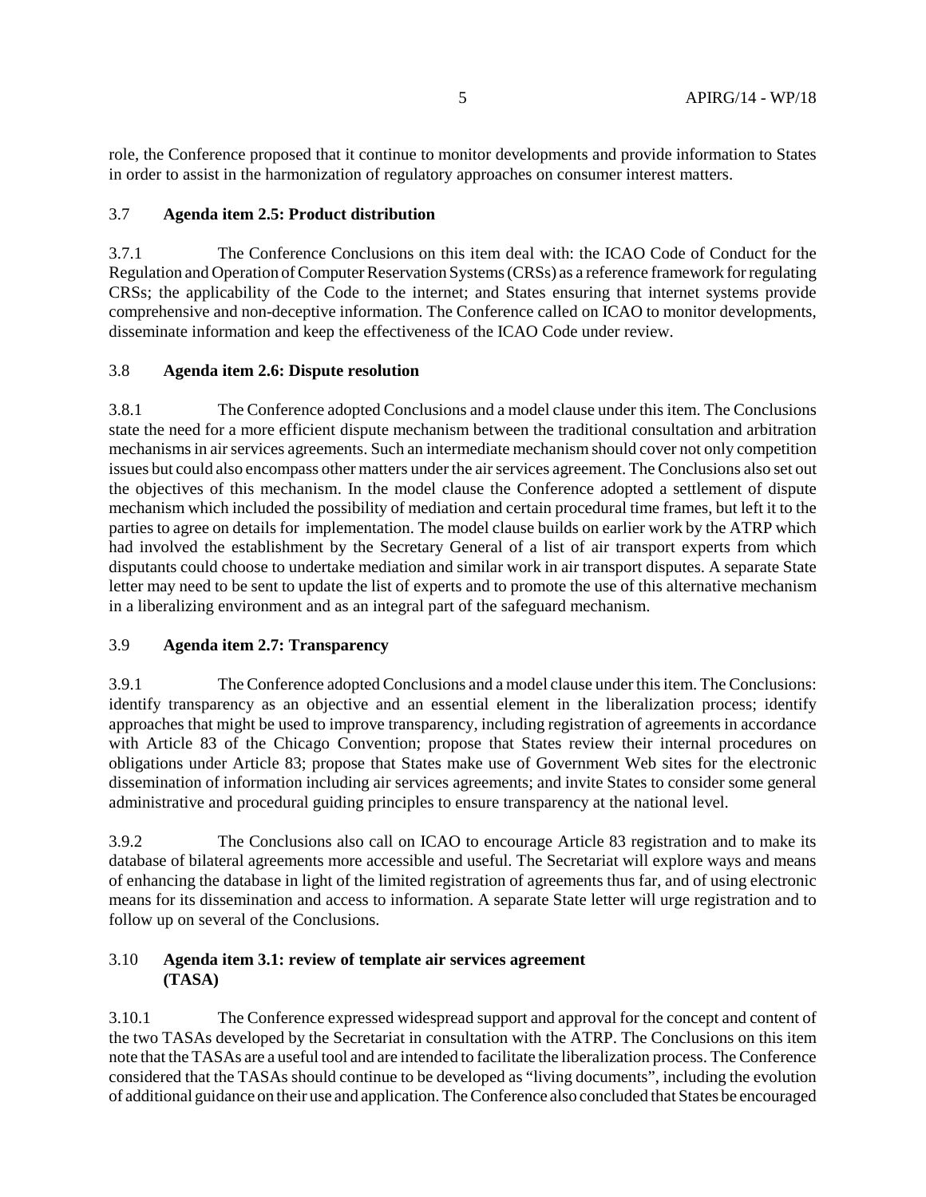role, the Conference proposed that it continue to monitor developments and provide information to States in order to assist in the harmonization of regulatory approaches on consumer interest matters.

### 3.7 **Agenda item 2.5: Product distribution**

3.7.1 The Conference Conclusions on this item deal with: the ICAO Code of Conduct for the Regulation and Operation of Computer Reservation Systems (CRSs) as a reference framework for regulating CRSs; the applicability of the Code to the internet; and States ensuring that internet systems provide comprehensive and non-deceptive information. The Conference called on ICAO to monitor developments, disseminate information and keep the effectiveness of the ICAO Code under review.

### 3.8 **Agenda item 2.6: Dispute resolution**

3.8.1 The Conference adopted Conclusions and a model clause under this item. The Conclusions state the need for a more efficient dispute mechanism between the traditional consultation and arbitration mechanisms in air services agreements. Such an intermediate mechanism should cover not only competition issues but could also encompass other matters under the air services agreement. The Conclusions also set out the objectives of this mechanism. In the model clause the Conference adopted a settlement of dispute mechanism which included the possibility of mediation and certain procedural time frames, but left it to the parties to agree on details for implementation. The model clause builds on earlier work by the ATRP which had involved the establishment by the Secretary General of a list of air transport experts from which disputants could choose to undertake mediation and similar work in air transport disputes. A separate State letter may need to be sent to update the list of experts and to promote the use of this alternative mechanism in a liberalizing environment and as an integral part of the safeguard mechanism.

### 3.9 **Agenda item 2.7: Transparency**

3.9.1 The Conference adopted Conclusions and a model clause under this item. The Conclusions: identify transparency as an objective and an essential element in the liberalization process; identify approaches that might be used to improve transparency, including registration of agreements in accordance with Article 83 of the Chicago Convention; propose that States review their internal procedures on obligations under Article 83; propose that States make use of Government Web sites for the electronic dissemination of information including air services agreements; and invite States to consider some general administrative and procedural guiding principles to ensure transparency at the national level.

3.9.2 The Conclusions also call on ICAO to encourage Article 83 registration and to make its database of bilateral agreements more accessible and useful. The Secretariat will explore ways and means of enhancing the database in light of the limited registration of agreements thus far, and of using electronic means for its dissemination and access to information. A separate State letter will urge registration and to follow up on several of the Conclusions.

### 3.10 **Agenda item 3.1: review of template air services agreement (TASA)**

3.10.1 The Conference expressed widespread support and approval for the concept and content of the two TASAs developed by the Secretariat in consultation with the ATRP. The Conclusions on this item note that the TASAs are a useful tool and are intended to facilitate the liberalization process. The Conference considered that the TASAs should continue to be developed as "living documents", including the evolution of additional guidance on their use and application. The Conference also concluded that States be encouraged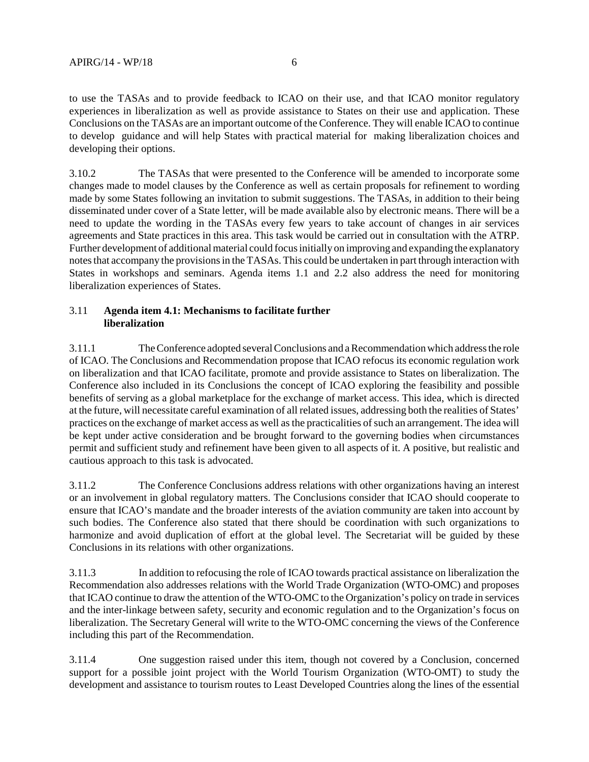to use the TASAs and to provide feedback to ICAO on their use, and that ICAO monitor regulatory experiences in liberalization as well as provide assistance to States on their use and application. These Conclusions on the TASAs are an important outcome of the Conference. They will enable ICAO to continue to develop guidance and will help States with practical material for making liberalization choices and developing their options.

3.10.2 The TASAs that were presented to the Conference will be amended to incorporate some changes made to model clauses by the Conference as well as certain proposals for refinement to wording made by some States following an invitation to submit suggestions. The TASAs, in addition to their being disseminated under cover of a State letter, will be made available also by electronic means. There will be a need to update the wording in the TASAs every few years to take account of changes in air services agreements and State practices in this area. This task would be carried out in consultation with the ATRP. Further development of additional material could focus initially on improving and expanding the explanatory notes that accompany the provisions in the TASAs. This could be undertaken in part through interaction with States in workshops and seminars. Agenda items 1.1 and 2.2 also address the need for monitoring liberalization experiences of States.

### 3.11 Agenda item 4.1: Mechanisms to facilitate further liberalization

3.11.1 The Conference adopted several Conclusions and a Recommendation which address the role of ICAO. The Conclusions and Recommendation propose that ICAO refocus its economic regulation work on liberalization and that ICAO facilitate, promote and provide assistance to States on liberalization. The Conference also included in its Conclusions the concept of ICAO exploring the feasibility and possible benefits of serving as a global marketplace for the exchange of market access. This idea, which is directed at the future, will necessitate careful examination of all related issues, addressing both the realities of States' practices on the exchange of market access as well as the practicalities of such an arrangement. The idea will be kept under active consideration and be brought forward to the governing bodies when circumstances permit and sufficient study and refinement have been given to all aspects of it. A positive, but realistic and cautious approach to this task is advocated.

3.11.2 The Conference Conclusions address relations with other organizations having an interest or an involvement in global regulatory matters. The Conclusions consider that ICAO should cooperate to ensure that ICAO's mandate and the broader interests of the aviation community are taken into account by such bodies. The Conference also stated that there should be coordination with such organizations to harmonize and avoid duplication of effort at the global level. The Secretariat will be guided by these Conclusions in its relations with other organizations.

3.11.3 In addition to refocusing the role of ICAO towards practical assistance on liberalization the Recommendation also addresses relations with the World Trade Organization (WTO-OMC) and proposes that ICAO continue to draw the attention of the WTO-OMC to the Organization's policy on trade in services and the inter-linkage between safety, security and economic regulation and to the Organization's focus on liberalization. The Secretary General will write to the WTO-OMC concerning the views of the Conference including this part of the Recommendation.

3.11.4 One suggestion raised under this item, though not covered by a Conclusion, concerned support for a possible joint project with the World Tourism Organization (WTO-OMT) to study the development and assistance to tourism routes to Least Developed Countries along the lines of the essential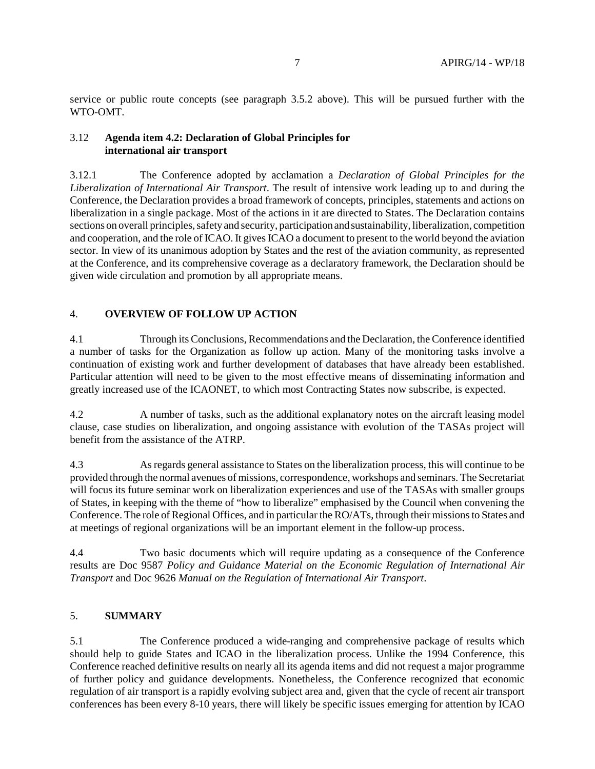service or public route concepts (see paragraph 3.5.2 above). This will be pursued further with the WTO-OMT.

### 3.12 Agenda item 4.2: Declaration of Global Principles for international air transport

3.12.1 The Conference adopted by acclamation a *Declaration of Global Principles for the Liberalization of International Air Transport*. The result of intensive work leading up to and during the Conference, the Declaration provides a broad framework of concepts, principles, statements and actions on liberalization in a single package. Most of the actions in it are directed to States. The Declaration contains sections on overall principles, safety and security, participation and sustainability, liberalization, competition and cooperation, and the role of ICAO. It gives ICAO a document to present to the world beyond the aviation sector. In view of its unanimous adoption by States and the rest of the aviation community, as represented at the Conference, and its comprehensive coverage as a declaratory framework, the Declaration should be given wide circulation and promotion by all appropriate means.

## 4. OVERVIEW OF FOLLOW UP ACTION

4.1 Through its Conclusions, Recommendations and the Declaration, the Conference identified a number of tasks for the Organization as follow up action. Many of the monitoring tasks involve a continuation of existing work and further development of databases that have already been established. Particular attention will need to be given to the most effective means of disseminating information and greatly increased use of the ICAONET, to which most Contracting States now subscribe, is expected.

4.2 A number of tasks, such as the additional explanatory notes on the aircraft leasing model clause, case studies on liberalization, and ongoing assistance with evolution of the TASAs project will benefit from the assistance of the ATRP.

4.3 As regards general assistance to States on the liberalization process, this will continue to be provided through the normal avenues of missions, correspondence, workshops and seminars. The Secretariat will focus its future seminar work on liberalization experiences and use of the TASAs with smaller groups of States, in keeping with the theme of "how to liberalize" emphasised by the Council when convening the Conference. The role of Regional Offices, and in particular the RO/ATs, through their missions to States and at meetings of regional organizations will be an important element in the follow-up process.

4.4 Two basic documents which will require updating as a consequence of the Conference results are Doc 9587 *Policy and Guidance Material on the Economic Regulation of International Air Transport* and Doc 9626 *Manual on the Regulation of International Air Transport*.

## 5. SUMMARY

5.1 The Conference produced a wide-ranging and comprehensive package of results which should help to guide States and ICAO in the liberalization process. Unlike the 1994 Conference, this Conference reached definitive results on nearly all its agenda items and did not request a major programme of further policy and guidance developments. Nonetheless, the Conference recognized that economic regulation of air transport is a rapidly evolving subject area and, given that the cycle of recent air transport conferences has been every 8-10 years, there will likely be specific issues emerging for attention by ICAO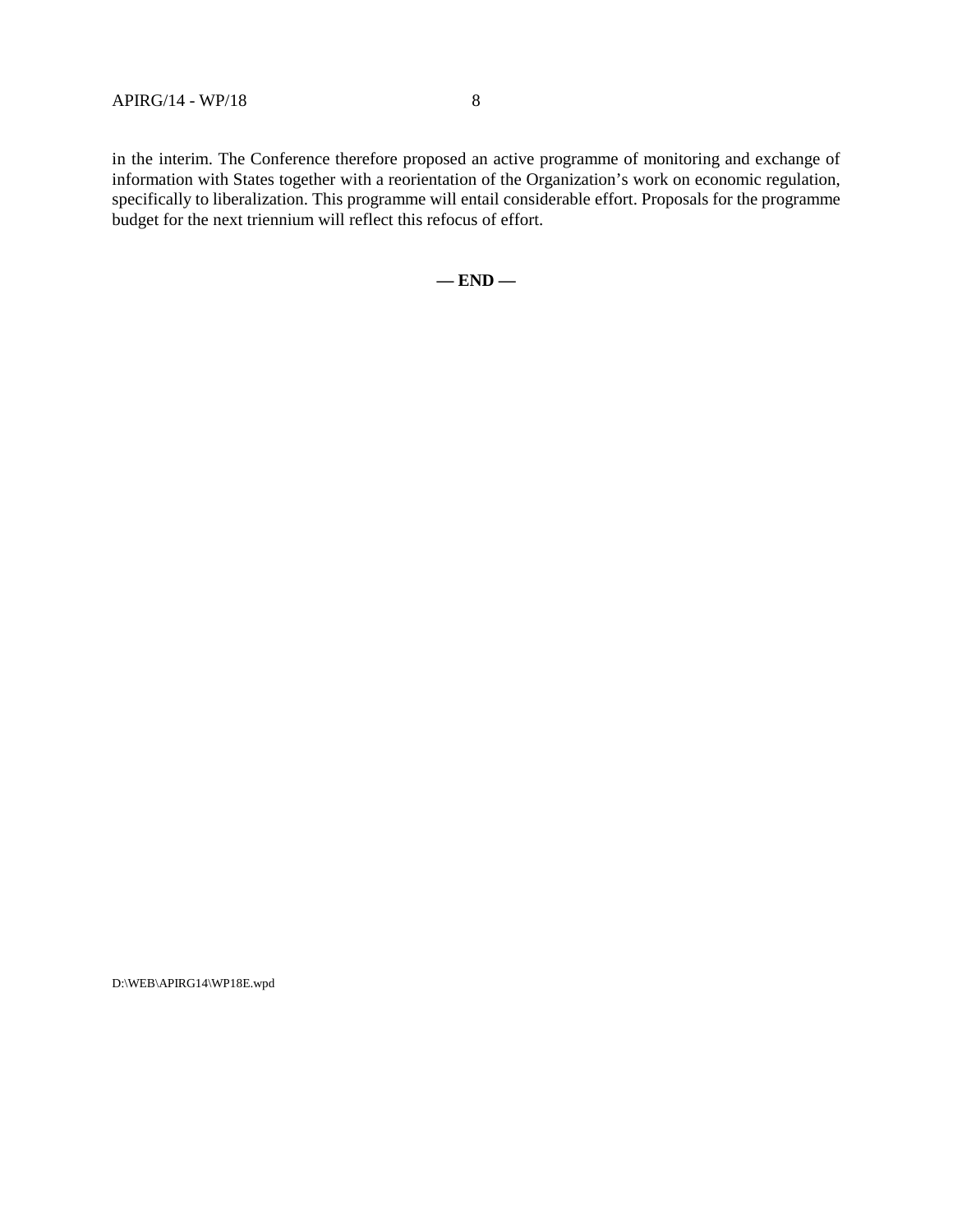in the interim. The Conference therefore proposed an active programme of monitoring and exchange of information with States together with a reorientation of the Organization's work on economic regulation, specifically to liberalization. This programme will entail considerable effort. Proposals for the programme budget for the next triennium will reflect this refocus of effort.

**— END —**